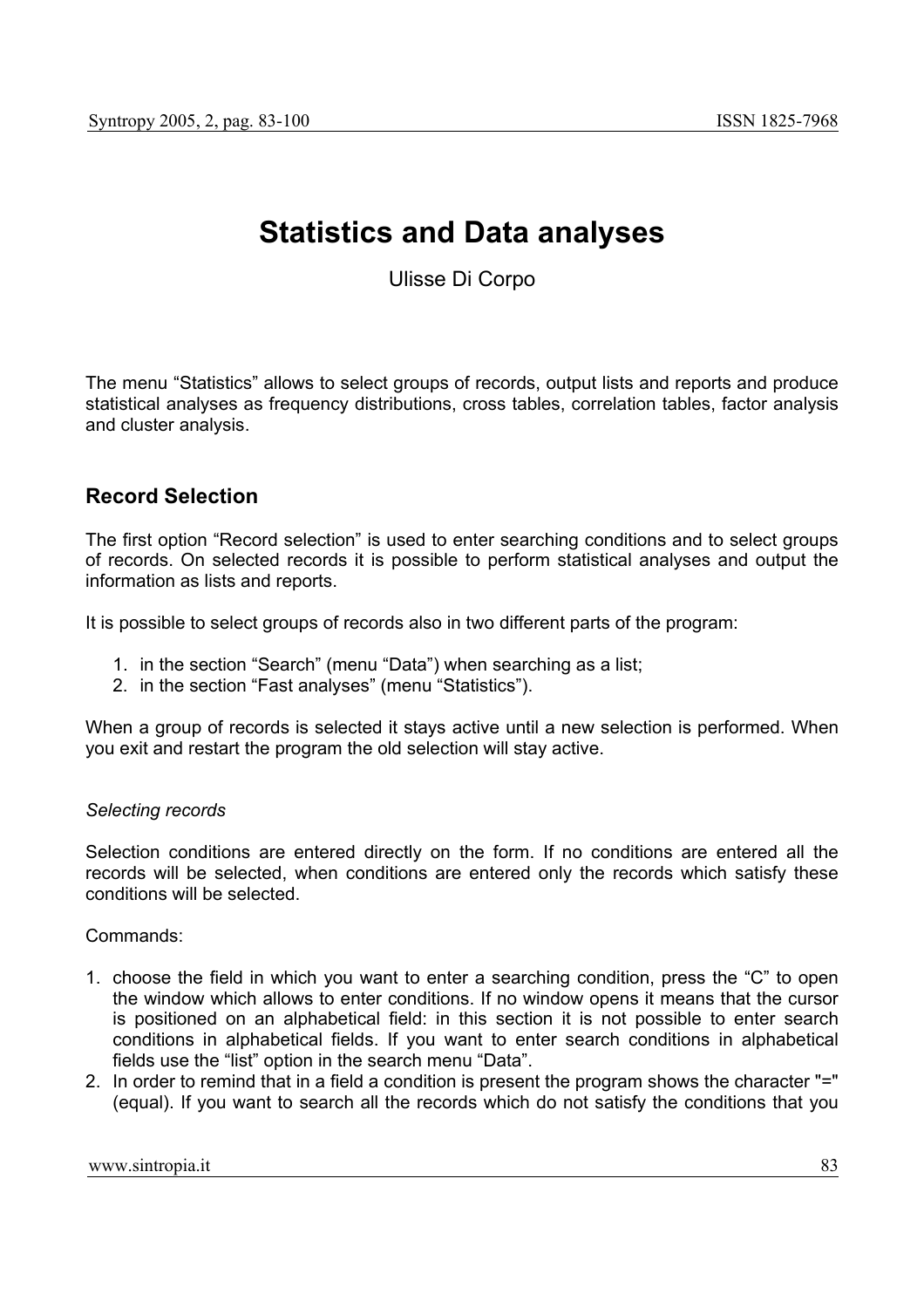# Statistics and Data analyses

Ulisse Di Corpo

The menu "Statistics" allows to select groups of records, output lists and reports and produce statistical analyses as frequency distributions, cross tables, correlation tables, factor analysis and cluster analysis.

## Record Selection

The first option "Record selection" is used to enter searching conditions and to select groups of records. On selected records it is possible to perform statistical analyses and output the information as lists and reports.

It is possible to select groups of records also in two different parts of the program:

1. in the section "Search" (menu "Data") when searching as a list;
2. in the section "Fast analyses" (menu "Statistics").

When a group of records is selected it stays active until a new selection is performed. When you exit and restart the program the old selection will stay active.

*Selecting records*

Selection conditions are entered directly on the form. If no conditions are entered all the records will be selected, when conditions are entered only the records which satisfy these conditions will be selected.

Commands:

1. choose the field in which you want to enter a searching condition, press the "C" to open the window which allows to enter conditions. If no window opens it means that the cursor is positioned on an alphabetical field: in this section it is not possible to enter search conditions in alphabetical fields. If you want to enter search conditions in alphabetical fields use the "list" option in the search menu "Data".
2. In order to remind that in a field a condition is present the program shows the character "=" (equal). If you want to search all the records which do not satisfy the conditions that you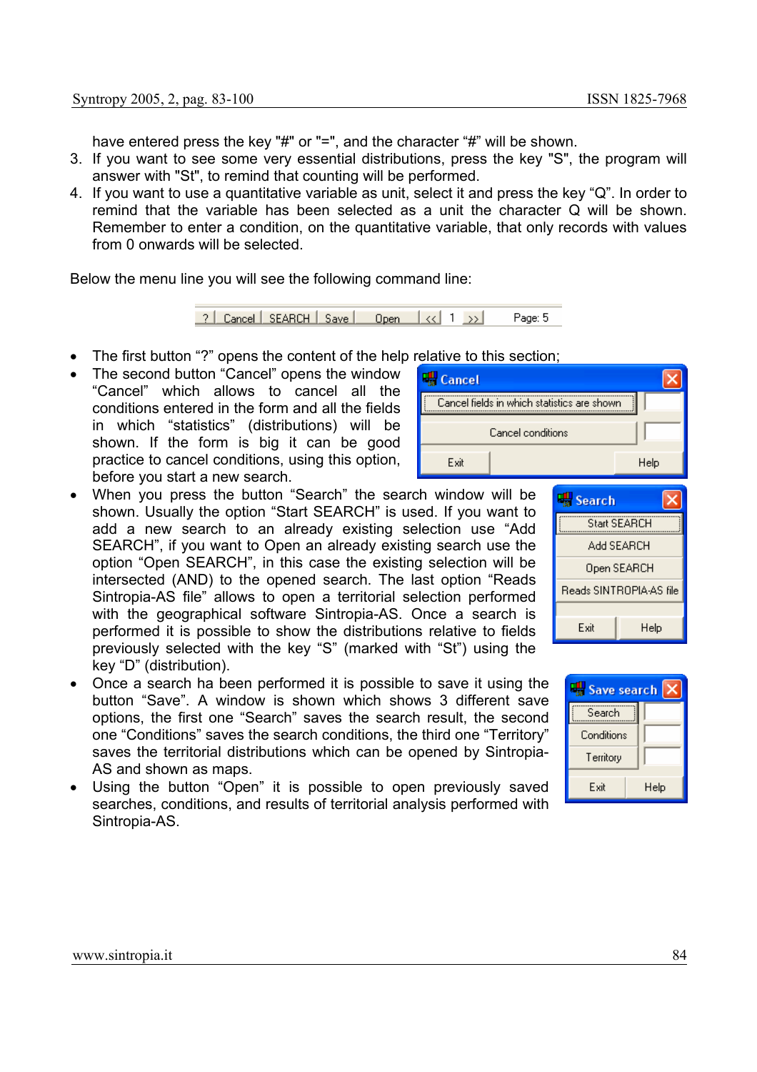have entered press the key "#" or "=", and the character "#" will be shown.

3. If you want to see some very essential distributions, press the key "S", the program will answer with "St", to remind that counting will be performed.
4. If you want to use a quantitative variable as unit, select it and press the key "Q". In order to remind that the variable has been selected as a unit the character Q will be shown. Remember to enter a condition, on the quantitative variable, that only records with values from 0 onwards will be selected.

Below the menu line you will see the following command line:

- The first button "?" opens the content of the help relative to this section;
- The second button "Cancel" opens the window "Cancel" which allows to cancel all the conditions entered in the form and all the fields in which "statistics" (distributions) will be shown. If the form is big it can be good practice to cancel conditions, using this option, before you start a new search.
- When you press the button "Search" the search window will be shown. Usually the option "Start SEARCH" is used. If you want to add a new search to an already existing selection use "Add SEARCH", if you want to Open an already existing search use the option "Open SEARCH", in this case the existing selection will be intersected (AND) to the opened search. The last option "Reads Sintropia-AS file" allows to open a territorial selection performed with the geographical software Sintropia-AS. Once a search is performed it is possible to show the distributions relative to fields previously selected with the key "S" (marked with "St") using the key "D" (distribution).
- Once a search ha been performed it is possible to save it using the button "Save". A window is shown which shows 3 different save options, the first one "Search" saves the search result, the second one "Conditions" saves the search conditions, the third one "Territory" saves the territorial distributions which can be opened by Sintropia-AS and shown as maps.
- Using the button "Open" it is possible to open previously saved searches, conditions, and results of territorial analysis performed with Sintropia-AS.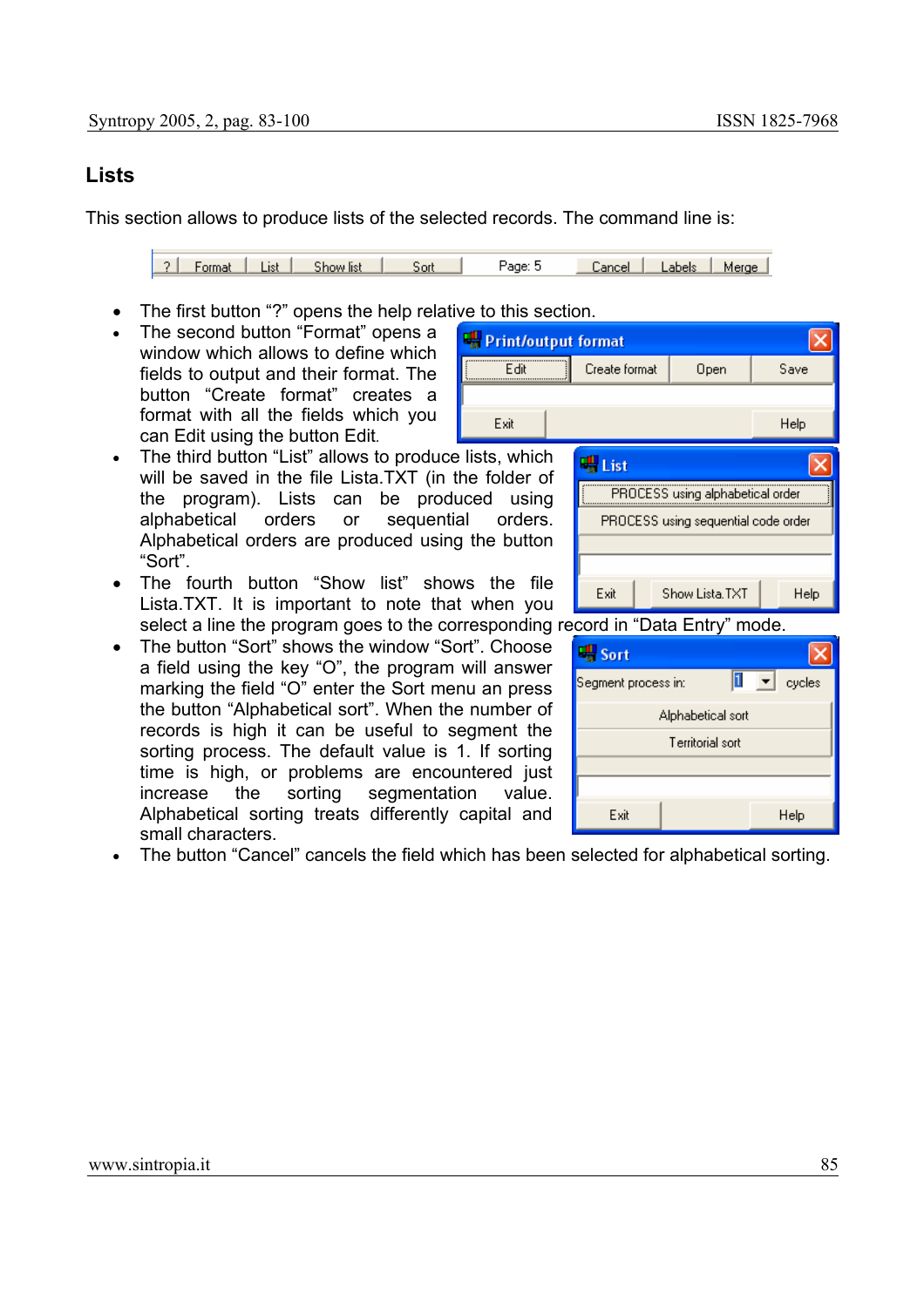## Lists

This section allows to produce lists of the selected records. The command line is:

- The first button "?" opens the help relative to this section.
- The second button "Format" opens a window which allows to define which fields to output and their format. The button "Create format" creates a format with all the fields which you can Edit using the button Edit.
- The third button "List" allows to produce lists, which will be saved in the file Lista.TXT (in the folder of the program). Lists can be produced using alphabetical orders or sequential orders. Alphabetical orders are produced using the button "Sort".
- The fourth button "Show list" shows the file Lista.TXT. It is important to note that when you select a line the program goes to the corresponding record in "Data Entry" mode.
- The button "Sort" shows the window "Sort". Choose a field using the key "O", the program will answer marking the field "O" enter the Sort menu an press the button "Alphabetical sort". When the number of records is high it can be useful to segment the sorting process. The default value is 1. If sorting time is high, or problems are encountered just increase the sorting segmentation value. Alphabetical sorting treats differently capital and small characters.
- The button "Cancel" cancels the field which has been selected for alphabetical sorting.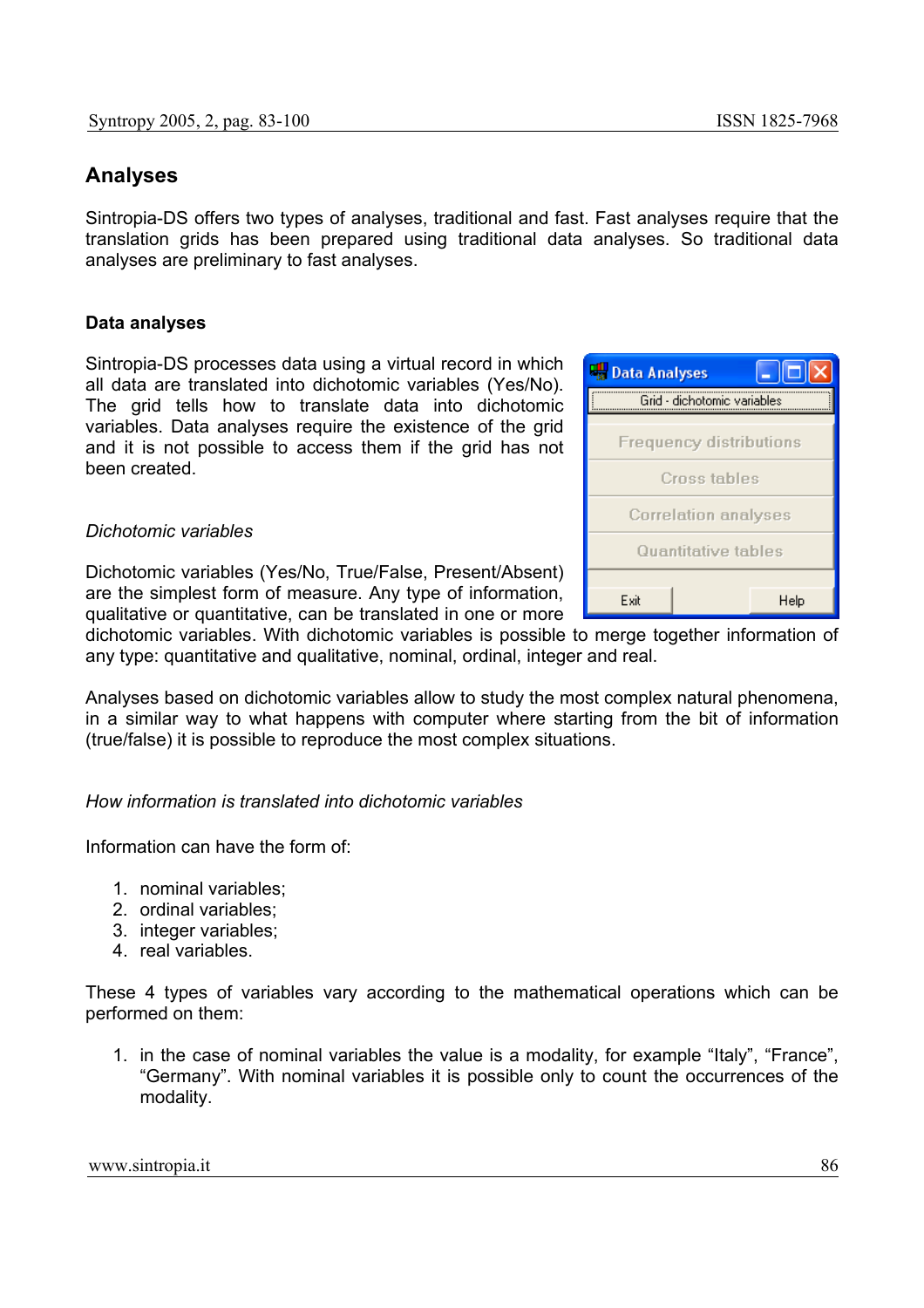## Analyses

Sintropia-DS offers two types of analyses, traditional and fast. Fast analyses require that the translation grids has been prepared using traditional data analyses. So traditional data analyses are preliminary to fast analyses.

### Data analyses

Sintropia-DS processes data using a virtual record in which all data are translated into dichotomic variables (Yes/No). The grid tells how to translate data into dichotomic variables. Data analyses require the existence of the grid and it is not possible to access them if the grid has not been created.

*Dichotomic variables*

Dichotomic variables (Yes/No, True/False, Present/Absent) are the simplest form of measure. Any type of information, qualitative or quantitative, can be translated in one or more dichotomic variables. With dichotomic variables is possible to merge together information of any type: quantitative and qualitative, nominal, ordinal, integer and real.

Analyses based on dichotomic variables allow to study the most complex natural phenomena, in a similar way to what happens with computer where starting from the bit of information (true/false) it is possible to reproduce the most complex situations.

*How information is translated into dichotomic variables*

Information can have the form of:

1. nominal variables;
2. ordinal variables;
3. integer variables;
4. real variables.

These 4 types of variables vary according to the mathematical operations which can be performed on them:

1. in the case of nominal variables the value is a modality, for example “Italy”, “France”, “Germany”. With nominal variables it is possible only to count the occurrences of the modality.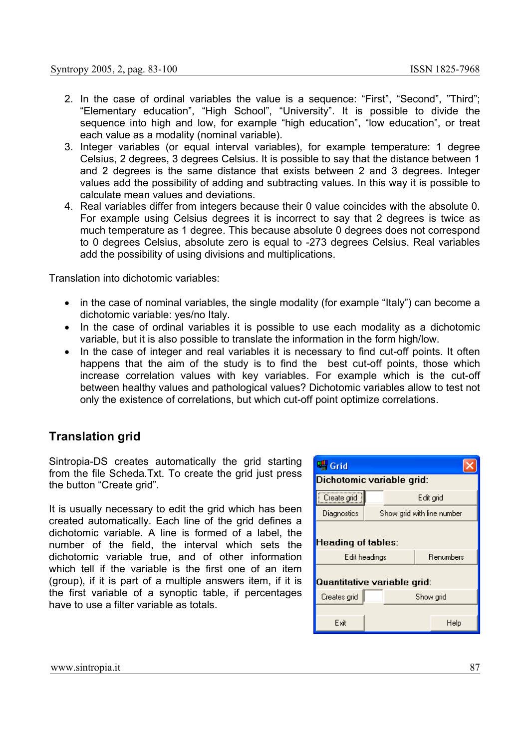2. In the case of ordinal variables the value is a sequence: “First”, “Second”, ”Third”; “Elementary education”, “High School”, “University”. It is possible to divide the sequence into high and low, for example “high education”, “low education”, or treat each value as a modality (nominal variable).
3. Integer variables (or equal interval variables), for example temperature: 1 degree Celsius, 2 degrees, 3 degrees Celsius. It is possible to say that the distance between 1 and 2 degrees is the same distance that exists between 2 and 3 degrees. Integer values add the possibility of adding and subtracting values. In this way it is possible to calculate mean values and deviations.
4. Real variables differ from integers because their 0 value coincides with the absolute 0. For example using Celsius degrees it is incorrect to say that 2 degrees is twice as much temperature as 1 degree. This because absolute 0 degrees does not correspond to 0 degrees Celsius, absolute zero is equal to -273 degrees Celsius. Real variables add the possibility of using divisions and multiplications.

Translation into dichotomic variables:

- in the case of nominal variables, the single modality (for example “Italy”) can become a dichotomic variable: yes/no Italy.
- In the case of ordinal variables it is possible to use each modality as a dichotomic variable, but it is also possible to translate the information in the form high/low.
- In the case of integer and real variables it is necessary to find cut-off points. It often happens that the aim of the study is to find the best cut-off points, those which increase correlation values with key variables. For example which is the cut-off between healthy values and pathological values? Dichotomic variables allow to test not only the existence of correlations, but which cut-off point optimize correlations.

## Translation grid

Sintropia-DS creates automatically the grid starting from the file Scheda.Txt. To create the grid just press the button “Create grid”.

It is usually necessary to edit the grid which has been created automatically. Each line of the grid defines a dichotomic variable. A line is formed of a label, the number of the field, the interval which sets the dichotomic variable true, and of other information which tell if the variable is the first one of an item (group), if it is part of a multiple answers item, if it is the first variable of a synoptic table, if percentages have to use a filter variable as totals.

Grid

Dichotomic variable grid:

Create grid | Edit grid
Diagnostics | Show grid with line number

Heading of tables:

Edit headings | Renumbers

Quantitative variable grid:

Creates grid | Show grid

Exit | Help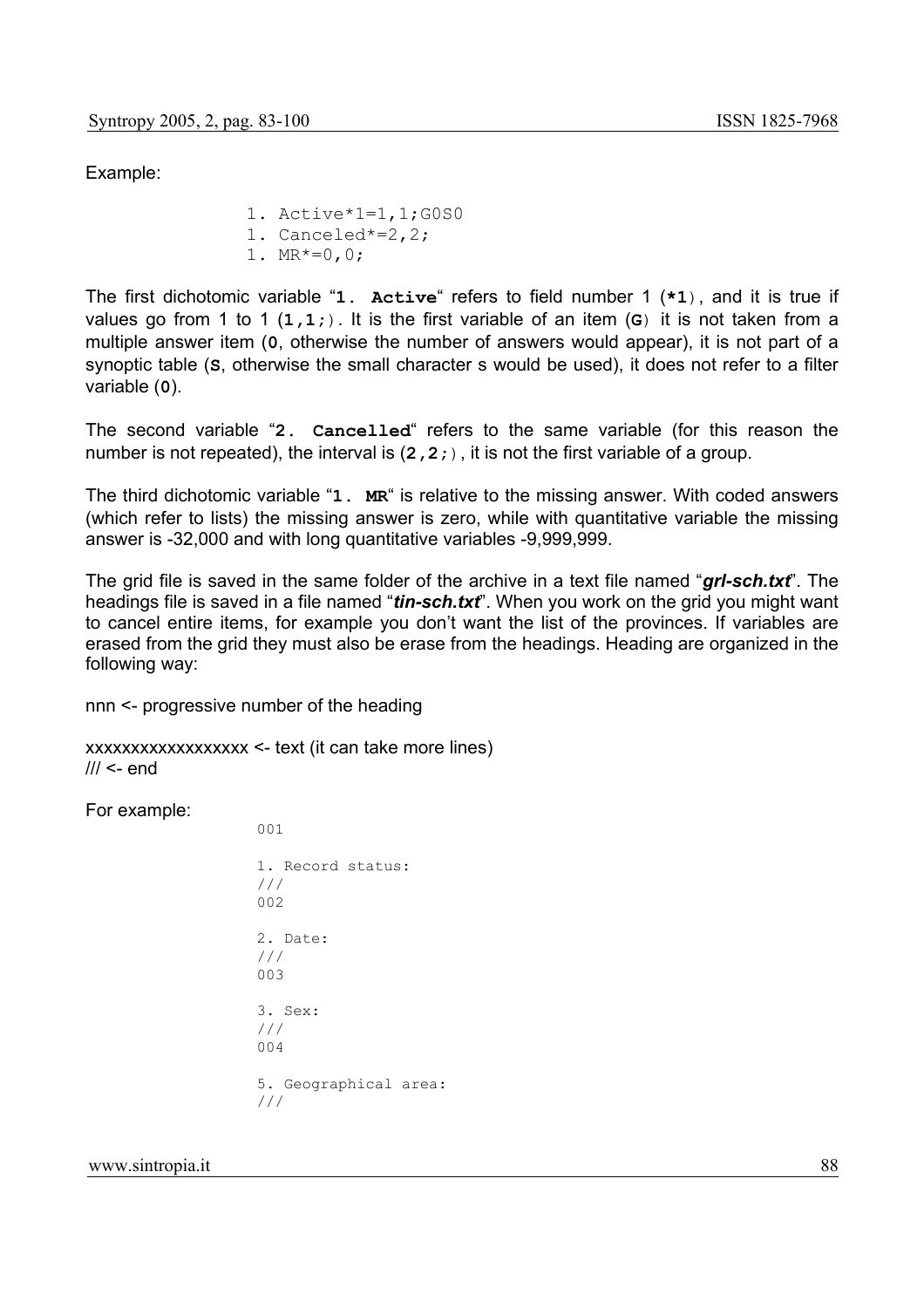Example:

```
1. Active*1=1,1;G0S0
1. Canceled*=2,2;
1. MR*=0,0;
```

The first dichotomic variable "**`1. Active`**" refers to field number 1 (**`*1`**), and it is true if values go from 1 to 1 (**`1,1;`**). It is the first variable of an item (**`G`**) it is not taken from a multiple answer item (**`0`**, otherwise the number of answers would appear), it is not part of a synoptic table (**`S`**, otherwise the small character s would be used), it does not refer to a filter variable (**`0`**).

The second variable "**`2. Cancelled`**" refers to the same variable (for this reason the number is not repeated), the interval is (**`2,2;`**), it is not the first variable of a group.

The third dichotomic variable "**`1. MR`**" is relative to the missing answer. With coded answers (which refer to lists) the missing answer is zero, while with quantitative variable the missing answer is -32,000 and with long quantitative variables -9,999,999.

The grid file is saved in the same folder of the archive in a text file named "***grl-sch.txt***". The headings file is saved in a file named "***tin-sch.txt***". When you work on the grid you might want to cancel entire items, for example you don't want the list of the provinces. If variables are erased from the grid they must also be erase from the headings. Heading are organized in the following way:

nnn <- progressive number of the heading

xxxxxxxxxxxxxxxxxx <- text (it can take more lines)
/// <- end

For example:

```
001

1. Record status:
///
002

2. Date:
///
003

3. Sex:
///
004

5. Geographical area:
///
```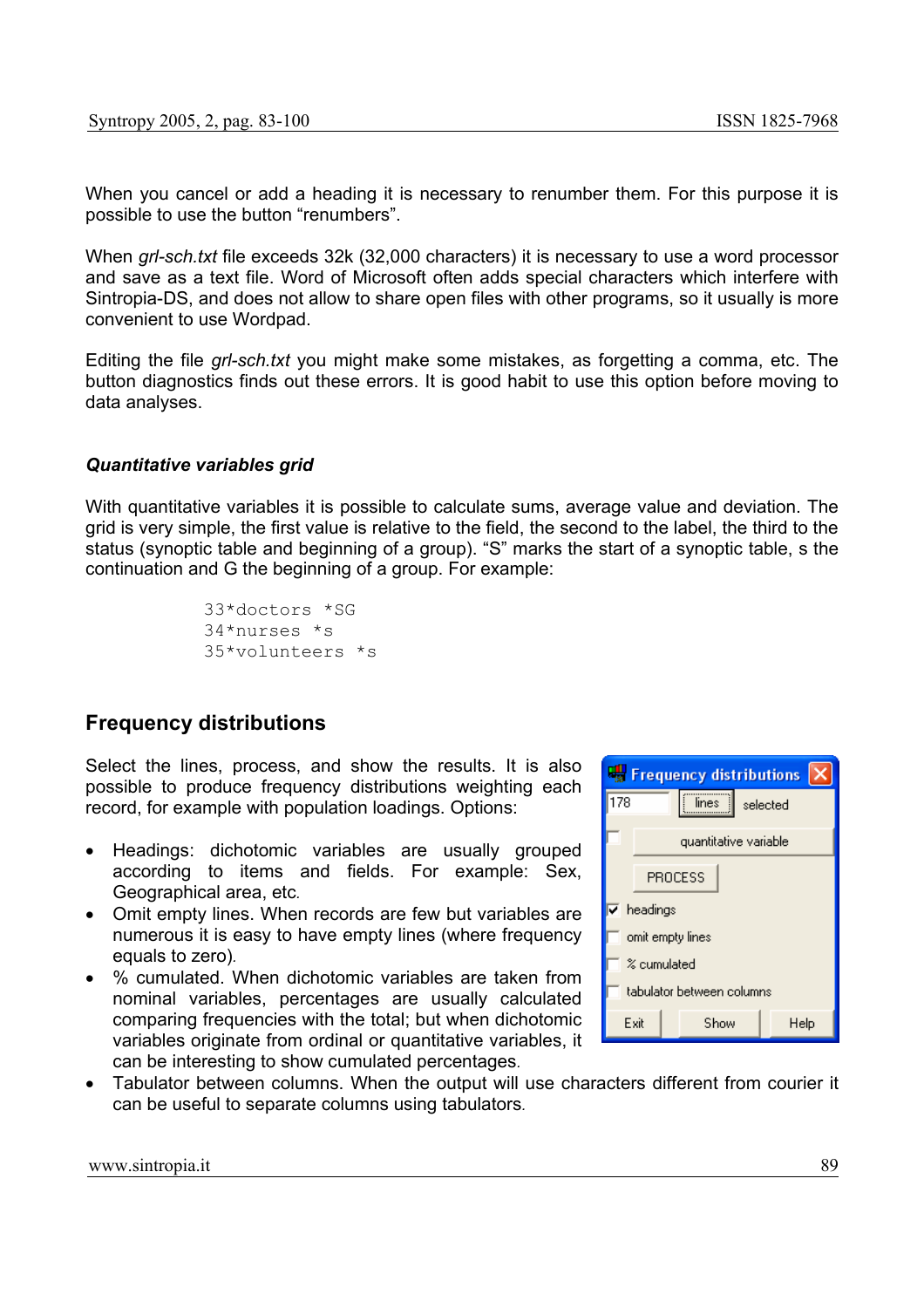When you cancel or add a heading it is necessary to renumber them. For this purpose it is possible to use the button “renumbers”.

When *grl-sch.txt* file exceeds 32k (32,000 characters) it is necessary to use a word processor and save as a text file. Word of Microsoft often adds special characters which interfere with Sintropia-DS, and does not allow to share open files with other programs, so it usually is more convenient to use Wordpad.

Editing the file *grl-sch.txt* you might make some mistakes, as forgetting a comma, etc. The button diagnostics finds out these errors. It is good habit to use this option before moving to data analyses.

### *Quantitative variables grid*

With quantitative variables it is possible to calculate sums, average value and deviation. The grid is very simple, the first value is relative to the field, the second to the label, the third to the status (synoptic table and beginning of a group). “S” marks the start of a synoptic table, s the continuation and G the beginning of a group. For example:

```
33*doctors *SG
34*nurses *s
35*volunteers *s
```

## Frequency distributions

Select the lines, process, and show the results. It is also possible to produce frequency distributions weighting each record, for example with population loadings. Options:

- Headings: dichotomic variables are usually grouped according to items and fields. For example: Sex, Geographical area, etc.
- Omit empty lines. When records are few but variables are numerous it is easy to have empty lines (where frequency equals to zero).
- % cumulated. When dichotomic variables are taken from nominal variables, percentages are usually calculated comparing frequencies with the total; but when dichotomic variables originate from ordinal or quantitative variables, it can be interesting to show cumulated percentages.
- Tabulator between columns. When the output will use characters different from courier it can be useful to separate columns using tabulators.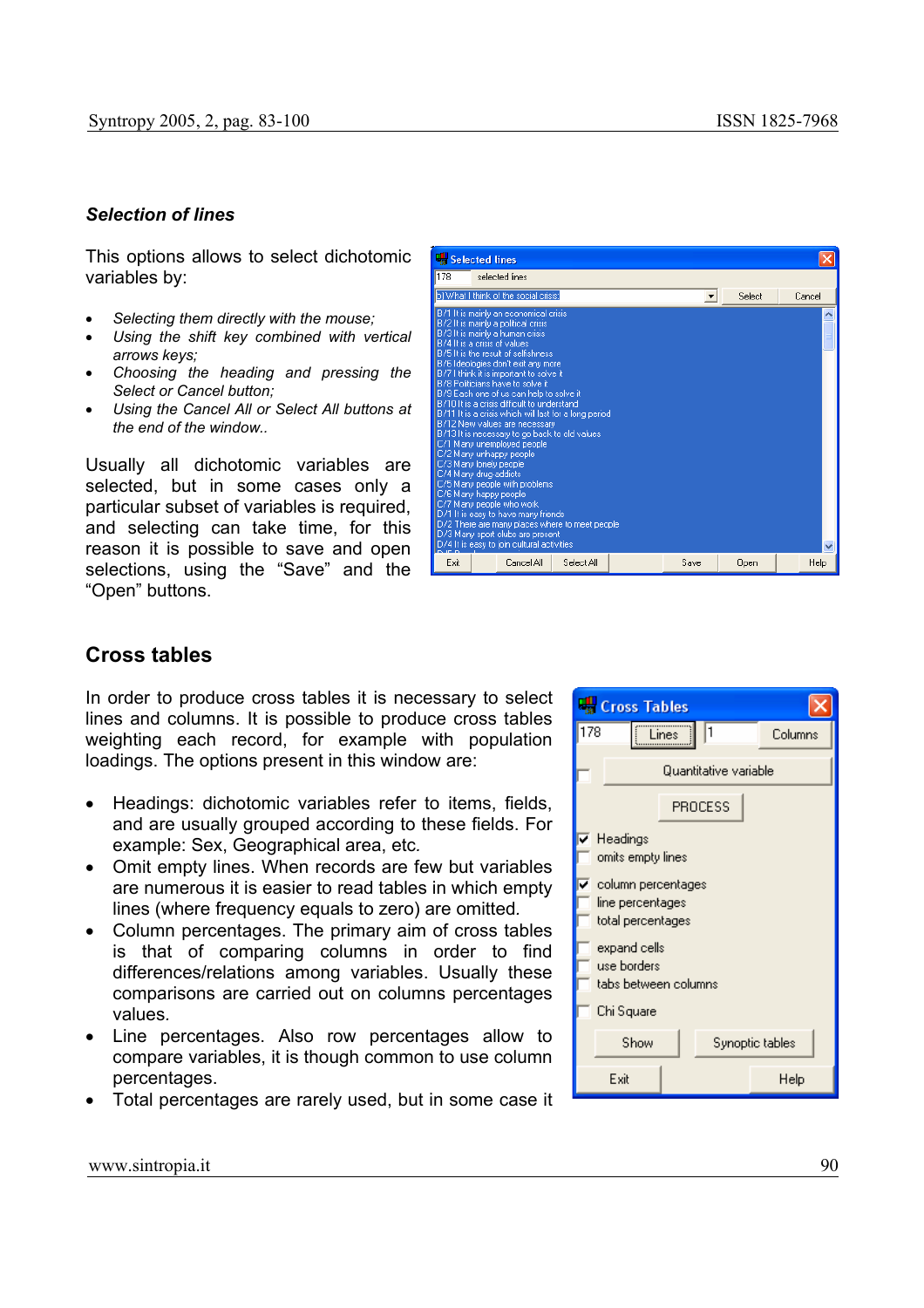### *Selection of lines*

This options allows to select dichotomic variables by:

- *Selecting them directly with the mouse;*
- *Using the shift key combined with vertical arrows keys;*
- *Choosing the heading and pressing the Select or Cancel button;*
- *Using the Cancel All or Select All buttons at the end of the window..*

Usually all dichotomic variables are selected, but in some cases only a particular subset of variables is required, and selecting can take time, for this reason it is possible to save and open selections, using the “Save” and the “Open” buttons.

## Cross tables

In order to produce cross tables it is necessary to select lines and columns. It is possible to produce cross tables weighting each record, for example with population loadings. The options present in this window are:

- Headings: dichotomic variables refer to items, fields, and are usually grouped according to these fields. For example: Sex, Geographical area, etc.
- Omit empty lines. When records are few but variables are numerous it is easier to read tables in which empty lines (where frequency equals to zero) are omitted.
- Column percentages. The primary aim of cross tables is that of comparing columns in order to find differences/relations among variables. Usually these comparisons are carried out on columns percentages values.
- Line percentages. Also row percentages allow to compare variables, it is though common to use column percentages.
- Total percentages are rarely used, but in some case it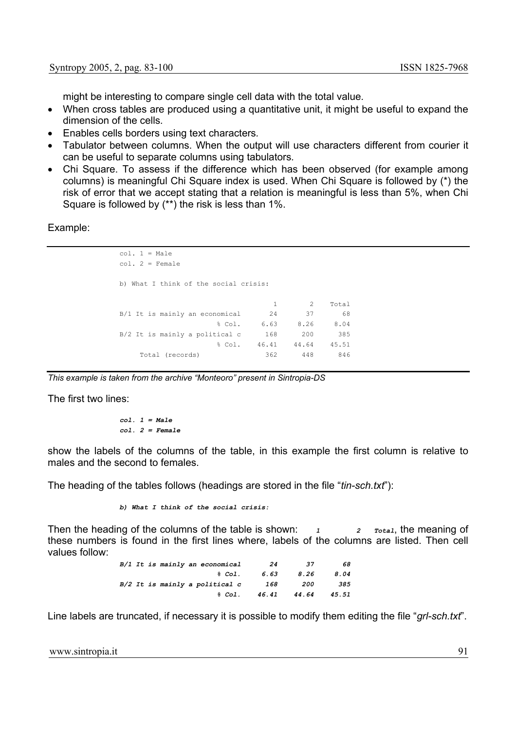might be interesting to compare single cell data with the total value.

- When cross tables are produced using a quantitative unit, it might be useful to expand the dimension of the cells.
- Enables cells borders using text characters.
- Tabulator between columns. When the output will use characters different from courier it can be useful to separate columns using tabulators.
- Chi Square. To assess if the difference which has been observed (for example among columns) is meaningful Chi Square index is used. When Chi Square is followed by (*) the risk of error that we accept stating that a relation is meaningful is less than 5%, when Chi Square is followed by (**) the risk is less than 1%.

Example:

```
col. 1 = Male
col. 2 = Female

b) What I think of the social crisis:

                                   1        2    Total
B/1 It is mainly an economical    24       37       68
                      % Col.    6.63     8.26     8.04
B/2 It is mainly a political c   168      200      385
                      % Col.   46.41    44.64    45.51
     Total (records)             362      448      846
```

*This example is taken from the archive "Monteoro" present in Sintropia-DS*

The first two lines:

***col. 1 = Male***
***col. 2 = Female***

show the labels of the columns of the table, in this example the first column is relative to males and the second to females.

The heading of the tables follows (headings are stored in the file "*tin-sch.txt*"):

***b) What I think of the social crisis:***

Then the heading of the columns of the table is shown: ***1 2 Total***, the meaning of these numbers is found in the first lines where, labels of the columns are listed. Then cell values follow:

```
B/1 It is mainly an economical    24       37       68
                      % Col.    6.63     8.26     8.04
B/2 It is mainly a political c   168      200      385
                      % Col.   46.41    44.64    45.51
```

Line labels are truncated, if necessary it is possible to modify them editing the file "*grl-sch.txt*".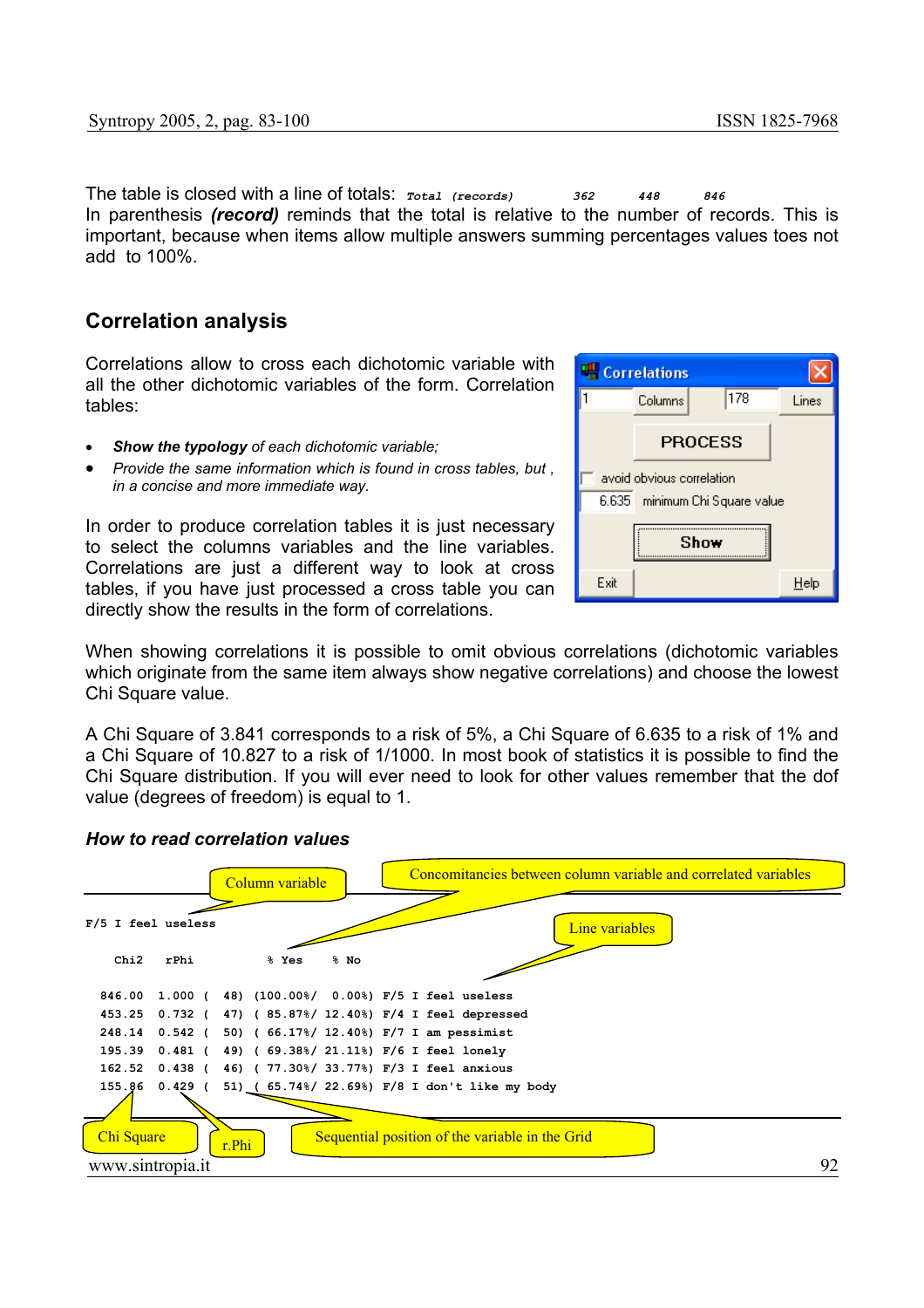The table is closed with a line of totals: *Total (records) 362 448 846*

In parenthesis ***(record)*** reminds that the total is relative to the number of records. This is important, because when items allow multiple answers summing percentages values toes not add to 100%.

## Correlation analysis

Correlations allow to cross each dichotomic variable with all the other dichotomic variables of the form. Correlation tables:

- ***Show the typology*** *of each dichotomic variable;*
- *Provide the same information which is found in cross tables, but , in a concise and more immediate way.*

In order to produce correlation tables it is just necessary to select the columns variables and the line variables. Correlations are just a different way to look at cross tables, if you have just processed a cross table you can directly show the results in the form of correlations.

When showing correlations it is possible to omit obvious correlations (dichotomic variables which originate from the same item always show negative correlations) and choose the lowest Chi Square value.

A Chi Square of 3.841 corresponds to a risk of 5%, a Chi Square of 6.635 to a risk of 1% and a Chi Square of 10.827 to a risk of 1/1000. In most book of statistics it is possible to find the Chi Square distribution. If you will ever need to look for other values remember that the dof value (degrees of freedom) is equal to 1.

### *How to read correlation values*

Column variable — Concomitancies between column variable and correlated variables — Line variables

```
F/5 I feel useless

   Chi2    rPhi          % Yes     % No

  846.00  1.000 (  48) (100.00%/  0.00%) F/5 I feel useless
  453.25  0.732 (  47) ( 85.87%/ 12.40%) F/4 I feel depressed
  248.14  0.542 (  50) ( 66.17%/ 12.40%) F/7 I am pessimist
  195.39  0.481 (  49) ( 69.38%/ 21.11%) F/6 I feel lonely
  162.52  0.438 (  46) ( 77.30%/ 33.77%) F/3 I feel anxious
  155.86  0.429 (  51) ( 65.74%/ 22.69%) F/8 I don't like my body
```

Chi Square — r.Phi — Sequential position of the variable in the Grid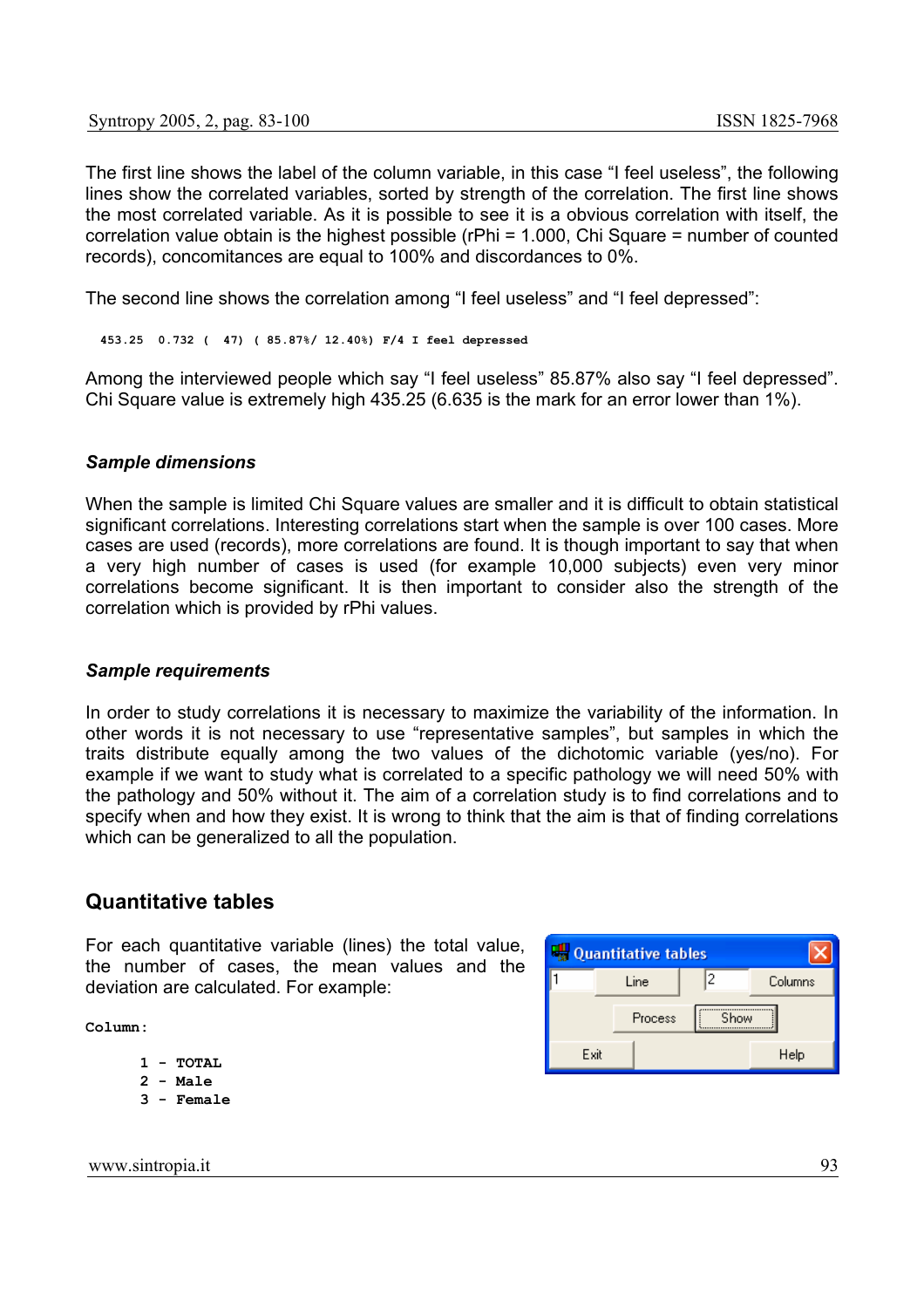The first line shows the label of the column variable, in this case “I feel useless”, the following lines show the correlated variables, sorted by strength of the correlation. The first line shows the most correlated variable. As it is possible to see it is a obvious correlation with itself, the correlation value obtain is the highest possible (rPhi = 1.000, Chi Square = number of counted records), concomitances are equal to 100% and discordances to 0%.

The second line shows the correlation among “I feel useless” and “I feel depressed”:

```
453.25  0.732 (  47) ( 85.87%/ 12.40%) F/4 I feel depressed
```

Among the interviewed people which say “I feel useless” 85.87% also say “I feel depressed”. Chi Square value is extremely high 435.25 (6.635 is the mark for an error lower than 1%).

### *Sample dimensions*

When the sample is limited Chi Square values are smaller and it is difficult to obtain statistical significant correlations. Interesting correlations start when the sample is over 100 cases. More cases are used (records), more correlations are found. It is though important to say that when a very high number of cases is used (for example 10,000 subjects) even very minor correlations become significant. It is then important to consider also the strength of the correlation which is provided by rPhi values.

### *Sample requirements*

In order to study correlations it is necessary to maximize the variability of the information. In other words it is not necessary to use “representative samples”, but samples in which the traits distribute equally among the two values of the dichotomic variable (yes/no). For example if we want to study what is correlated to a specific pathology we will need 50% with the pathology and 50% without it. The aim of a correlation study is to find correlations and to specify when and how they exist. It is wrong to think that the aim is that of finding correlations which can be generalized to all the population.

## Quantitative tables

For each quantitative variable (lines) the total value, the number of cases, the mean values and the deviation are calculated. For example:

Quantitative tables

1 Line 2 Columns

Process Show

Exit Help

```
Column:

      1 - TOTAL
      2 - Male
      3 - Female
```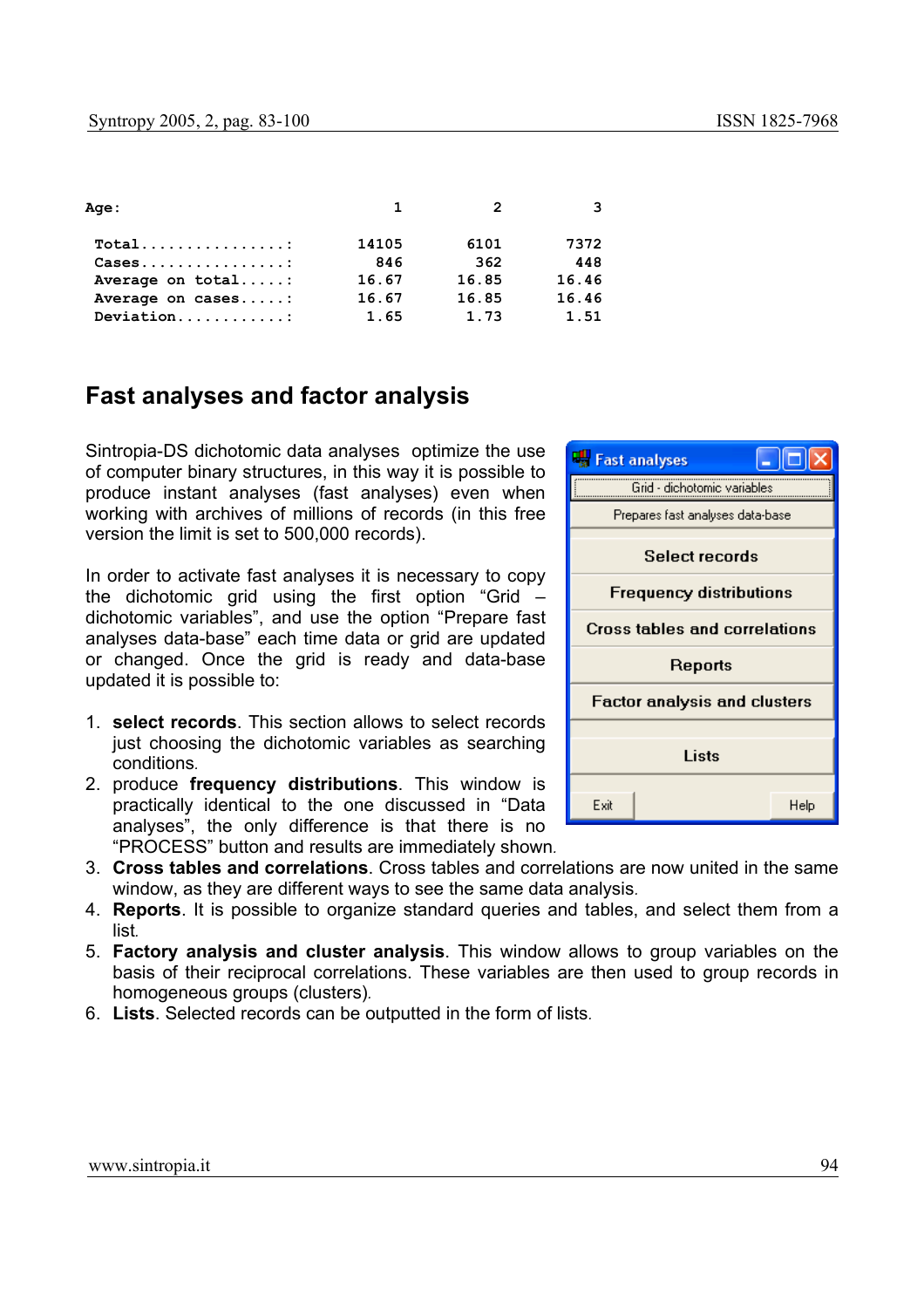```
Age:                          1          2          3

 Total................:   14105       6101       7372
 Cases................:     846        362        448
 Average on total.....:   16.67      16.85      16.46
 Average on cases.....:   16.67      16.85      16.46
 Deviation............:    1.65       1.73       1.51
```

## Fast analyses and factor analysis

Sintropia-DS dichotomic data analyses optimize the use of computer binary structures, in this way it is possible to produce instant analyses (fast analyses) even when working with archives of millions of records (in this free version the limit is set to 500,000 records).

In order to activate fast analyses it is necessary to copy the dichotomic grid using the first option "Grid – dichotomic variables", and use the option "Prepare fast analyses data-base" each time data or grid are updated or changed. Once the grid is ready and data-base updated it is possible to:

1. **select records**. This section allows to select records just choosing the dichotomic variables as searching conditions.
2. produce **frequency distributions**. This window is practically identical to the one discussed in "Data analyses", the only difference is that there is no "PROCESS" button and results are immediately shown.
3. **Cross tables and correlations**. Cross tables and correlations are now united in the same window, as they are different ways to see the same data analysis.
4. **Reports**. It is possible to organize standard queries and tables, and select them from a list.
5. **Factory analysis and cluster analysis**. This window allows to group variables on the basis of their reciprocal correlations. These variables are then used to group records in homogeneous groups (clusters).
6. **Lists**. Selected records can be outputted in the form of lists.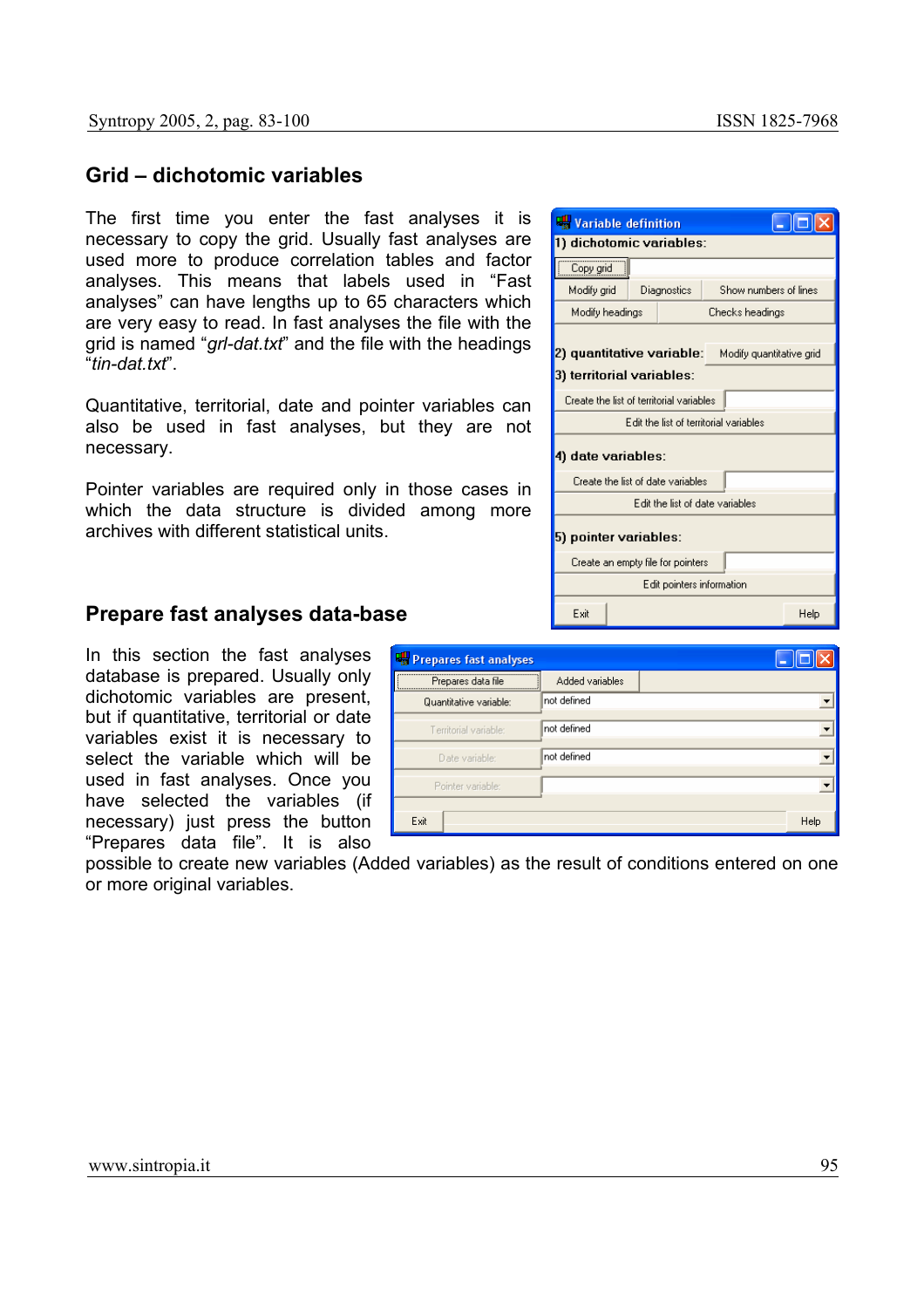## Grid – dichotomic variables

The first time you enter the fast analyses it is necessary to copy the grid. Usually fast analyses are used more to produce correlation tables and factor analyses. This means that labels used in "Fast analyses" can have lengths up to 65 characters which are very easy to read. In fast analyses the file with the grid is named "*grl-dat.txt*" and the file with the headings "*tin-dat.txt*".

Quantitative, territorial, date and pointer variables can also be used in fast analyses, but they are not necessary.

Pointer variables are required only in those cases in which the data structure is divided among more archives with different statistical units.

## Prepare fast analyses data-base

In this section the fast analyses database is prepared. Usually only dichotomic variables are present, but if quantitative, territorial or date variables exist it is necessary to select the variable which will be used in fast analyses. Once you have selected the variables (if necessary) just press the button "Prepares data file". It is also possible to create new variables (Added variables) as the result of conditions entered on one or more original variables.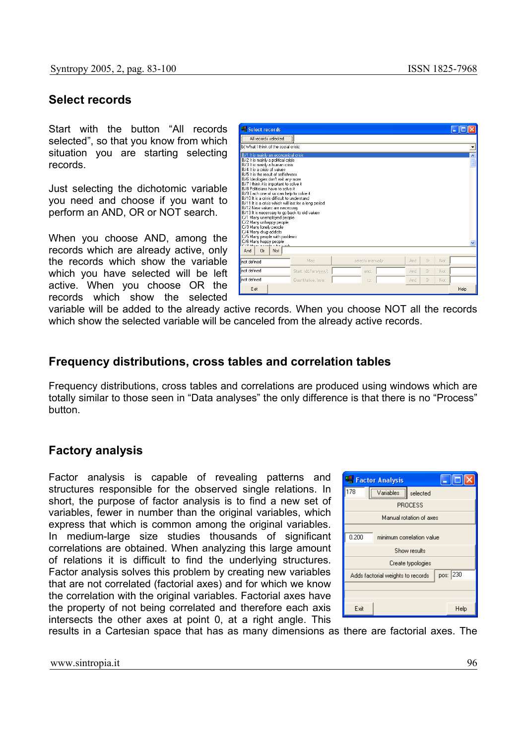## Select records

Start with the button "All records selected", so that you know from which situation you are starting selecting records.

Just selecting the dichotomic variable you need and choose if you want to perform an AND, OR or NOT search.

When you choose AND, among the records which are already active, only the records which show the variable which you have selected will be left active. When you choose OR the records which show the selected variable will be added to the already active records. When you choose NOT all the records which show the selected variable will be canceled from the already active records.

## Frequency distributions, cross tables and correlation tables

Frequency distributions, cross tables and correlations are produced using windows which are totally similar to those seen in "Data analyses" the only difference is that there is no "Process" button.

## Factory analysis

Factor analysis is capable of revealing patterns and structures responsible for the observed single relations. In short, the purpose of factor analysis is to find a new set of variables, fewer in number than the original variables, which express that which is common among the original variables. In medium-large size studies thousands of significant correlations are obtained. When analyzing this large amount of relations it is difficult to find the underlying structures. Factor analysis solves this problem by creating new variables that are not correlated (factorial axes) and for which we know the correlation with the original variables. Factorial axes have the property of not being correlated and therefore each axis intersects the other axes at point 0, at a right angle. This results in a Cartesian space that has as many dimensions as there are factorial axes. The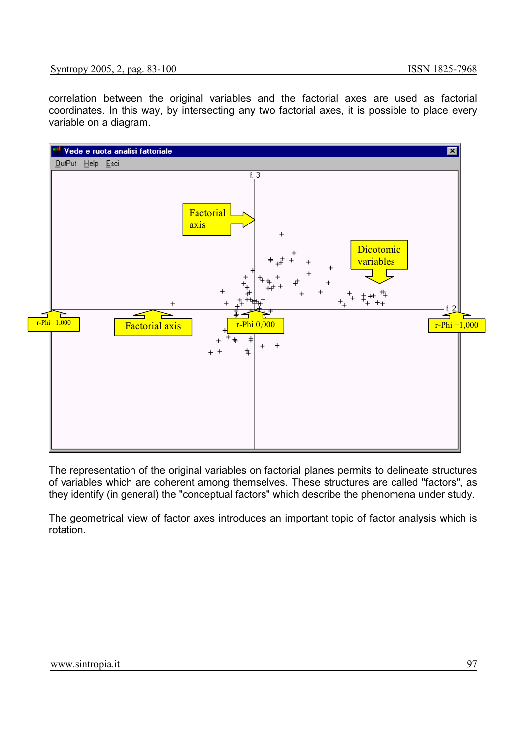correlation between the original variables and the factorial axes are used as factorial coordinates. In this way, by intersecting any two factorial axes, it is possible to place every variable on a diagram.

The representation of the original variables on factorial planes permits to delineate structures of variables which are coherent among themselves. These structures are called "factors", as they identify (in general) the "conceptual factors" which describe the phenomena under study.

The geometrical view of factor axes introduces an important topic of factor analysis which is rotation.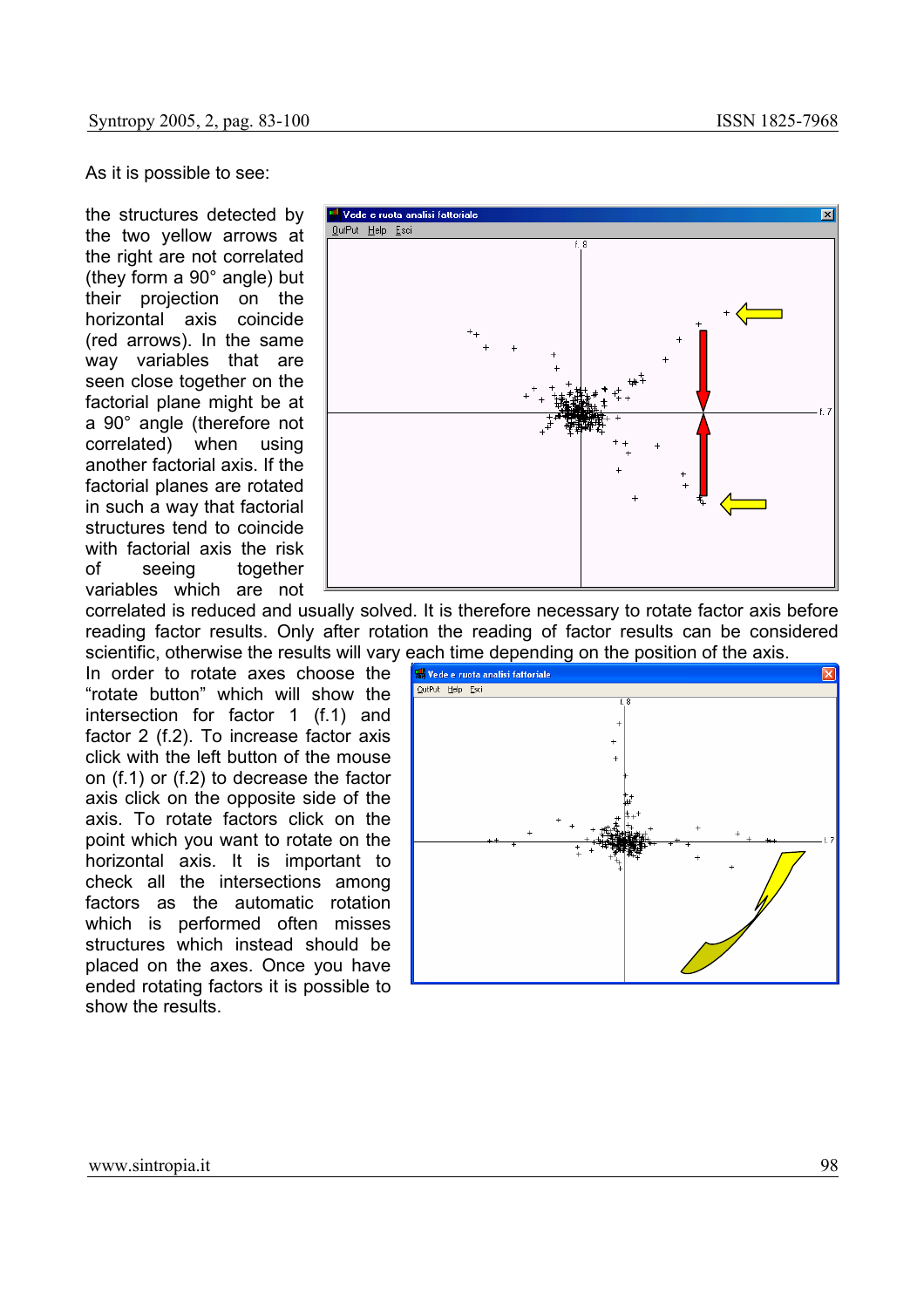As it is possible to see:

the structures detected by the two yellow arrows at the right are not correlated (they form a 90° angle) but their projection on the horizontal axis coincide (red arrows). In the same way variables that are seen close together on the factorial plane might be at a 90° angle (therefore not correlated) when using another factorial axis. If the factorial planes are rotated in such a way that factorial structures tend to coincide with factorial axis the risk of seeing together variables which are not correlated is reduced and usually solved. It is therefore necessary to rotate factor axis before reading factor results. Only after rotation the reading of factor results can be considered scientific, otherwise the results will vary each time depending on the position of the axis.

In order to rotate axes choose the "rotate button" which will show the intersection for factor 1 (f.1) and factor 2 (f.2). To increase factor axis click with the left button of the mouse on (f.1) or (f.2) to decrease the factor axis click on the opposite side of the axis. To rotate factors click on the point which you want to rotate on the horizontal axis. It is important to check all the intersections among factors as the automatic rotation which is performed often misses structures which instead should be placed on the axes. Once you have ended rotating factors it is possible to show the results.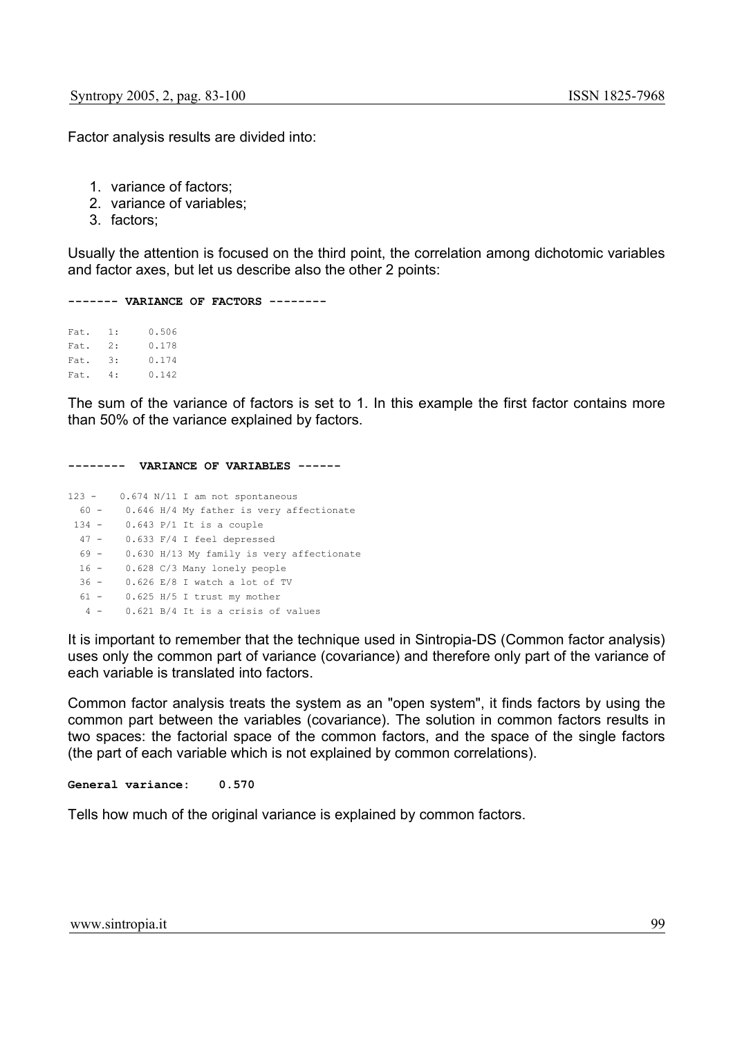Factor analysis results are divided into:

1. variance of factors;
2. variance of variables;
3. factors;

Usually the attention is focused on the third point, the correlation among dichotomic variables and factor axes, but let us describe also the other 2 points:

```
------- VARIANCE OF FACTORS --------

Fat.  1:     0.506
Fat.  2:     0.178
Fat.  3:     0.174
Fat.  4:     0.142
```

The sum of the variance of factors is set to 1. In this example the first factor contains more than 50% of the variance explained by factors.

```
--------  VARIANCE OF VARIABLES ------

123 -    0.674 N/11 I am not spontaneous
  60 -    0.646 H/4 My father is very affectionate
 134 -    0.643 P/1 It is a couple
  47 -    0.633 F/4 I feel depressed
  69 -    0.630 H/13 My family is very affectionate
  16 -    0.628 C/3 Many lonely people
  36 -    0.626 E/8 I watch a lot of TV
  61 -    0.625 H/5 I trust my mother
   4 -    0.621 B/4 It is a crisis of values
```

It is important to remember that the technique used in Sintropia-DS (Common factor analysis) uses only the common part of variance (covariance) and therefore only part of the variance of each variable is translated into factors.

Common factor analysis treats the system as an "open system", it finds factors by using the common part between the variables (covariance). The solution in common factors results in two spaces: the factorial space of the common factors, and the space of the single factors (the part of each variable which is not explained by common correlations).

**General variance: 0.570**

Tells how much of the original variance is explained by common factors.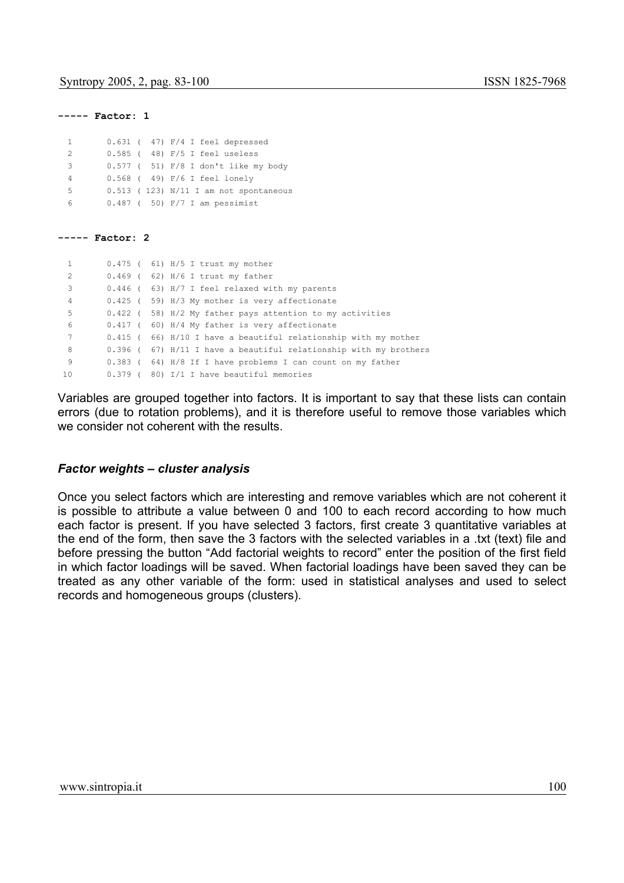```
----- Factor: 1

  1       0.631 (  47) F/4 I feel depressed
  2       0.585 (  48) F/5 I feel useless
  3       0.577 (  51) F/8 I don't like my body
  4       0.568 (  49) F/6 I feel lonely
  5       0.513 ( 123) N/11 I am not spontaneous
  6       0.487 (  50) F/7 I am pessimist


----- Factor: 2

  1       0.475 (  61) H/5 I trust my mother
  2       0.469 (  62) H/6 I trust my father
  3       0.446 (  63) H/7 I feel relaxed with my parents
  4       0.425 (  59) H/3 My mother is very affectionate
  5       0.422 (  58) H/2 My father pays attention to my activities
  6       0.417 (  60) H/4 My father is very affectionate
  7       0.415 (  66) H/10 I have a beautiful relationship with my mother
  8       0.396 (  67) H/11 I have a beautiful relationship with my brothers
  9       0.383 (  64) H/8 If I have problems I can count on my father
 10       0.379 (  80) I/1 I have beautiful memories
```

Variables are grouped together into factors. It is important to say that these lists can contain errors (due to rotation problems), and it is therefore useful to remove those variables which we consider not coherent with the results.

### *Factor weights – cluster analysis*

Once you select factors which are interesting and remove variables which are not coherent it is possible to attribute a value between 0 and 100 to each record according to how much each factor is present. If you have selected 3 factors, first create 3 quantitative variables at the end of the form, then save the 3 factors with the selected variables in a .txt (text) file and before pressing the button "Add factorial weights to record" enter the position of the first field in which factor loadings will be saved. When factorial loadings have been saved they can be treated as any other variable of the form: used in statistical analyses and used to select records and homogeneous groups (clusters).